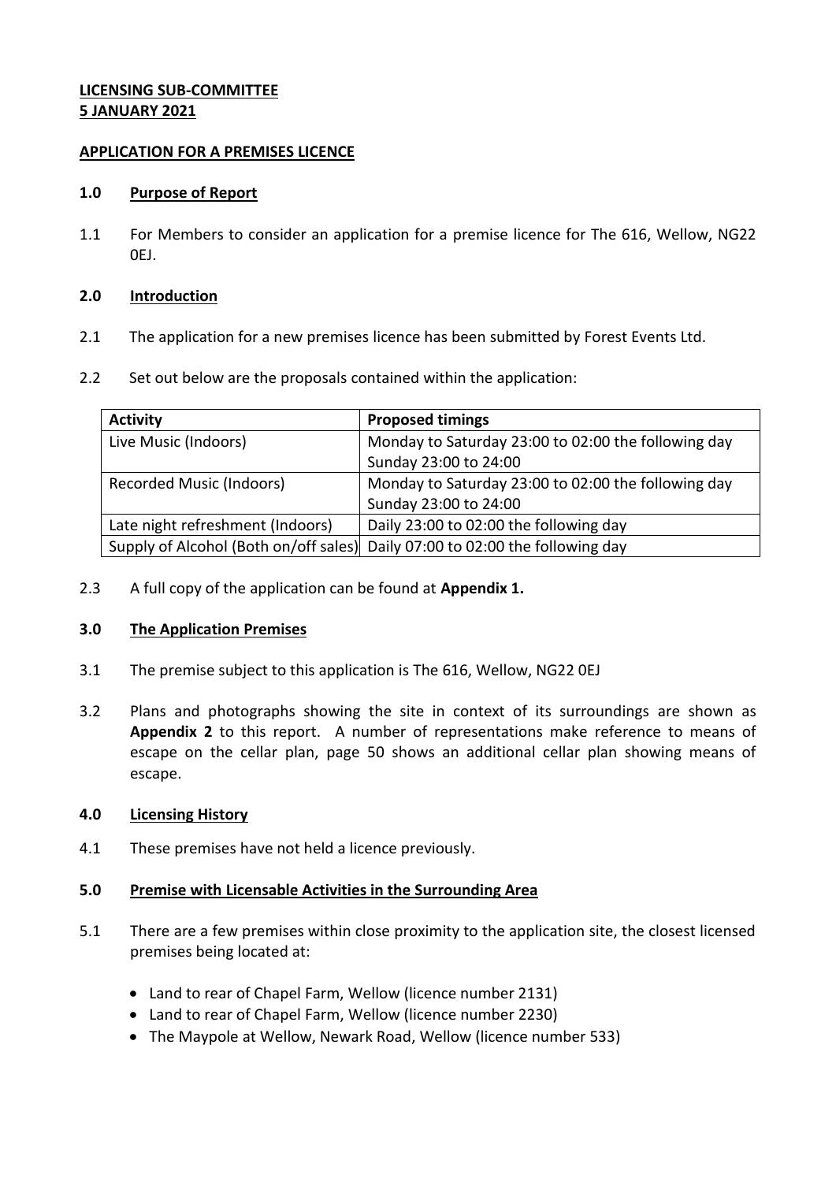**LICENSING SUB-COMMITTEE**
**5 JANUARY 2021**

**APPLICATION FOR A PREMISES LICENCE**

**1.0 Purpose of Report**

1.1 For Members to consider an application for a premise licence for The 616, Wellow, NG22 0EJ.

**2.0 Introduction**

2.1 The application for a new premises licence has been submitted by Forest Events Ltd.

2.2 Set out below are the proposals contained within the application:

| Activity | Proposed timings |
|---|---|
| Live Music (Indoors) | Monday to Saturday 23:00 to 02:00 the following day<br>Sunday 23:00 to 24:00 |
| Recorded Music (Indoors) | Monday to Saturday 23:00 to 02:00 the following day<br>Sunday 23:00 to 24:00 |
| Late night refreshment (Indoors) | Daily 23:00 to 02:00 the following day |
| Supply of Alcohol (Both on/off sales) | Daily 07:00 to 02:00 the following day |

2.3 A full copy of the application can be found at **Appendix 1.**

**3.0 The Application Premises**

3.1 The premise subject to this application is The 616, Wellow, NG22 0EJ

3.2 Plans and photographs showing the site in context of its surroundings are shown as **Appendix 2** to this report. A number of representations make reference to means of escape on the cellar plan, page 50 shows an additional cellar plan showing means of escape.

**4.0 Licensing History**

4.1 These premises have not held a licence previously.

**5.0 Premise with Licensable Activities in the Surrounding Area**

5.1 There are a few premises within close proximity to the application site, the closest licensed premises being located at:

- Land to rear of Chapel Farm, Wellow (licence number 2131)
- Land to rear of Chapel Farm, Wellow (licence number 2230)
- The Maypole at Wellow, Newark Road, Wellow (licence number 533)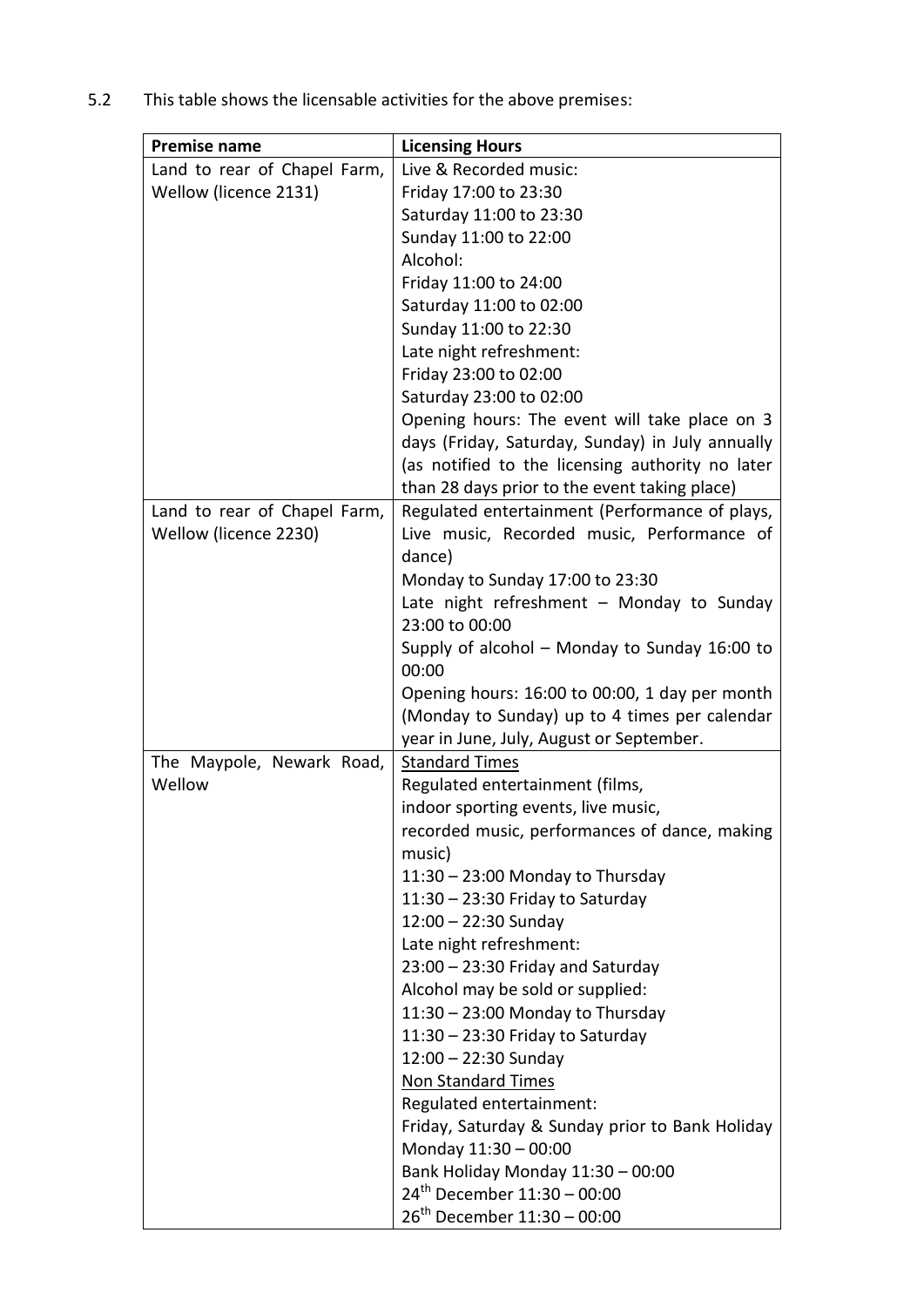5.2 This table shows the licensable activities for the above premises:

| Premise name | Licensing Hours |
|---|---|
| Land to rear of Chapel Farm, Wellow (licence 2131) | Live & Recorded music:<br>Friday 17:00 to 23:30<br>Saturday 11:00 to 23:30<br>Sunday 11:00 to 22:00<br>Alcohol:<br>Friday 11:00 to 24:00<br>Saturday 11:00 to 02:00<br>Sunday 11:00 to 22:30<br>Late night refreshment:<br>Friday 23:00 to 02:00<br>Saturday 23:00 to 02:00<br>Opening hours: The event will take place on 3 days (Friday, Saturday, Sunday) in July annually (as notified to the licensing authority no later than 28 days prior to the event taking place) |
| Land to rear of Chapel Farm, Wellow (licence 2230) | Regulated entertainment (Performance of plays, Live music, Recorded music, Performance of dance)<br>Monday to Sunday 17:00 to 23:30<br>Late night refreshment – Monday to Sunday 23:00 to 00:00<br>Supply of alcohol – Monday to Sunday 16:00 to 00:00<br>Opening hours: 16:00 to 00:00, 1 day per month (Monday to Sunday) up to 4 times per calendar year in June, July, August or September. |
| The Maypole, Newark Road, Wellow | Standard Times<br>Regulated entertainment (films, indoor sporting events, live music, recorded music, performances of dance, making music)<br>11:30 – 23:00 Monday to Thursday<br>11:30 – 23:30 Friday to Saturday<br>12:00 – 22:30 Sunday<br>Late night refreshment:<br>23:00 – 23:30 Friday and Saturday<br>Alcohol may be sold or supplied:<br>11:30 – 23:00 Monday to Thursday<br>11:30 – 23:30 Friday to Saturday<br>12:00 – 22:30 Sunday<br>Non Standard Times<br>Regulated entertainment:<br>Friday, Saturday & Sunday prior to Bank Holiday Monday 11:30 – 00:00<br>Bank Holiday Monday 11:30 – 00:00<br>24th December 11:30 – 00:00<br>26th December 11:30 – 00:00 |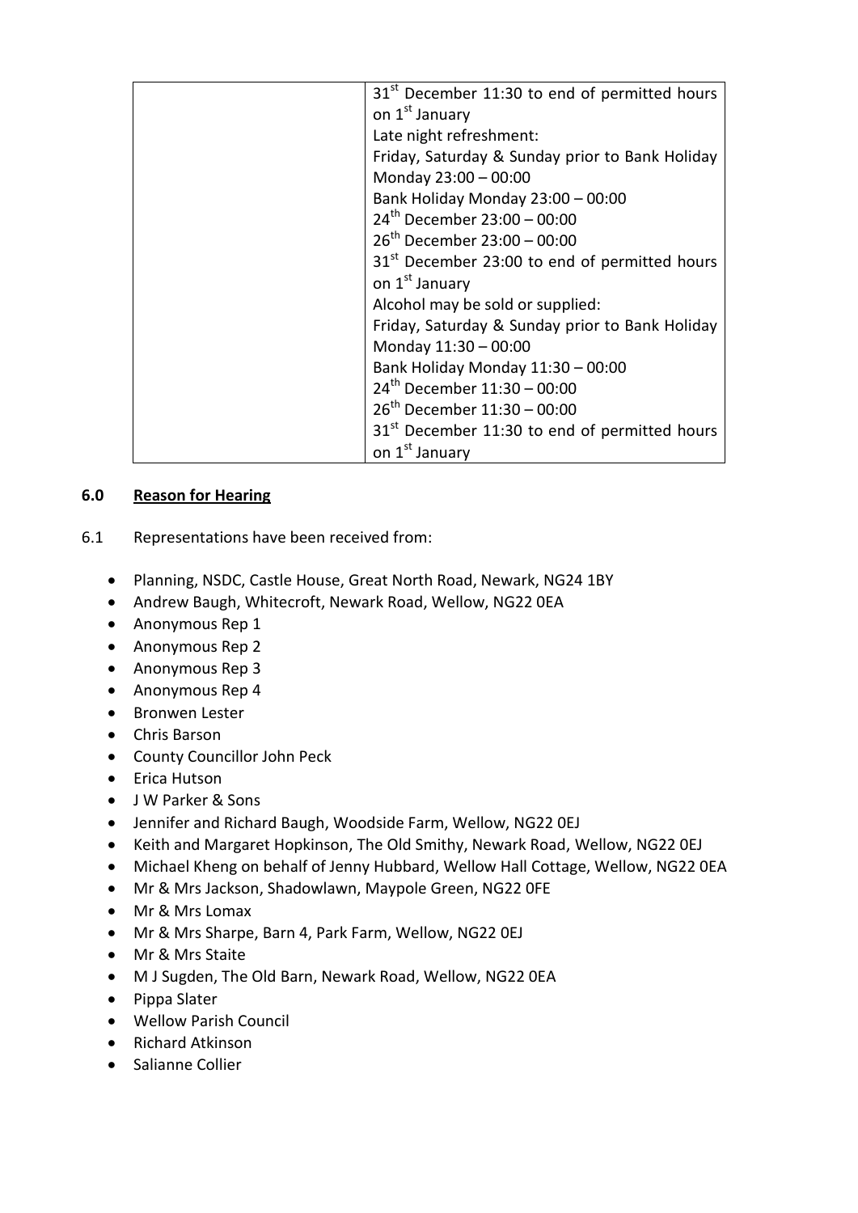| | |
|---|---|
| | 31st December 11:30 to end of permitted hours on 1st January<br>Late night refreshment:<br>Friday, Saturday & Sunday prior to Bank Holiday Monday 23:00 – 00:00<br>Bank Holiday Monday 23:00 – 00:00<br>24th December 23:00 – 00:00<br>26th December 23:00 – 00:00<br>31st December 23:00 to end of permitted hours on 1st January<br>Alcohol may be sold or supplied:<br>Friday, Saturday & Sunday prior to Bank Holiday Monday 11:30 – 00:00<br>Bank Holiday Monday 11:30 – 00:00<br>24th December 11:30 – 00:00<br>26th December 11:30 – 00:00<br>31st December 11:30 to end of permitted hours on 1st January |

## 6.0 Reason for Hearing

6.1 Representations have been received from:

- Planning, NSDC, Castle House, Great North Road, Newark, NG24 1BY
- Andrew Baugh, Whitecroft, Newark Road, Wellow, NG22 0EA
- Anonymous Rep 1
- Anonymous Rep 2
- Anonymous Rep 3
- Anonymous Rep 4
- Bronwen Lester
- Chris Barson
- County Councillor John Peck
- Erica Hutson
- J W Parker & Sons
- Jennifer and Richard Baugh, Woodside Farm, Wellow, NG22 0EJ
- Keith and Margaret Hopkinson, The Old Smithy, Newark Road, Wellow, NG22 0EJ
- Michael Kheng on behalf of Jenny Hubbard, Wellow Hall Cottage, Wellow, NG22 0EA
- Mr & Mrs Jackson, Shadowlawn, Maypole Green, NG22 0FE
- Mr & Mrs Lomax
- Mr & Mrs Sharpe, Barn 4, Park Farm, Wellow, NG22 0EJ
- Mr & Mrs Staite
- M J Sugden, The Old Barn, Newark Road, Wellow, NG22 0EA
- Pippa Slater
- Wellow Parish Council
- Richard Atkinson
- Salianne Collier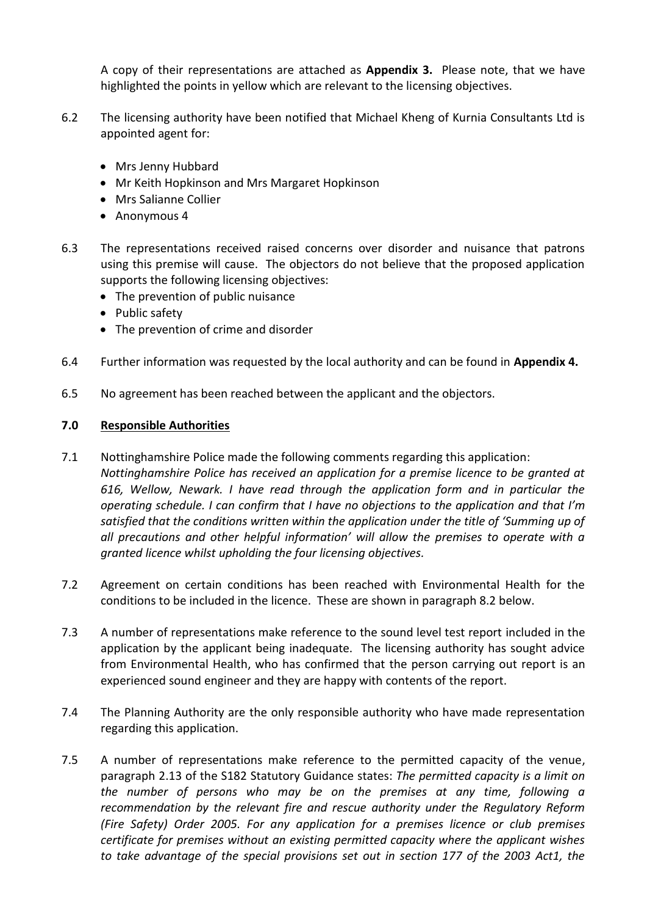A copy of their representations are attached as **Appendix 3.** Please note, that we have highlighted the points in yellow which are relevant to the licensing objectives.

6.2 The licensing authority have been notified that Michael Kheng of Kurnia Consultants Ltd is appointed agent for:

- Mrs Jenny Hubbard
- Mr Keith Hopkinson and Mrs Margaret Hopkinson
- Mrs Salianne Collier
- Anonymous 4

6.3 The representations received raised concerns over disorder and nuisance that patrons using this premise will cause. The objectors do not believe that the proposed application supports the following licensing objectives:

- The prevention of public nuisance
- Public safety
- The prevention of crime and disorder

6.4 Further information was requested by the local authority and can be found in **Appendix 4.**

6.5 No agreement has been reached between the applicant and the objectors.

## 7.0 Responsible Authorities

7.1 Nottinghamshire Police made the following comments regarding this application: *Nottinghamshire Police has received an application for a premise licence to be granted at 616, Wellow, Newark. I have read through the application form and in particular the operating schedule. I can confirm that I have no objections to the application and that I'm satisfied that the conditions written within the application under the title of 'Summing up of all precautions and other helpful information' will allow the premises to operate with a granted licence whilst upholding the four licensing objectives.*

7.2 Agreement on certain conditions has been reached with Environmental Health for the conditions to be included in the licence. These are shown in paragraph 8.2 below.

7.3 A number of representations make reference to the sound level test report included in the application by the applicant being inadequate. The licensing authority has sought advice from Environmental Health, who has confirmed that the person carrying out report is an experienced sound engineer and they are happy with contents of the report.

7.4 The Planning Authority are the only responsible authority who have made representation regarding this application.

7.5 A number of representations make reference to the permitted capacity of the venue, paragraph 2.13 of the S182 Statutory Guidance states: *The permitted capacity is a limit on the number of persons who may be on the premises at any time, following a recommendation by the relevant fire and rescue authority under the Regulatory Reform (Fire Safety) Order 2005. For any application for a premises licence or club premises certificate for premises without an existing permitted capacity where the applicant wishes to take advantage of the special provisions set out in section 177 of the 2003 Act1, the*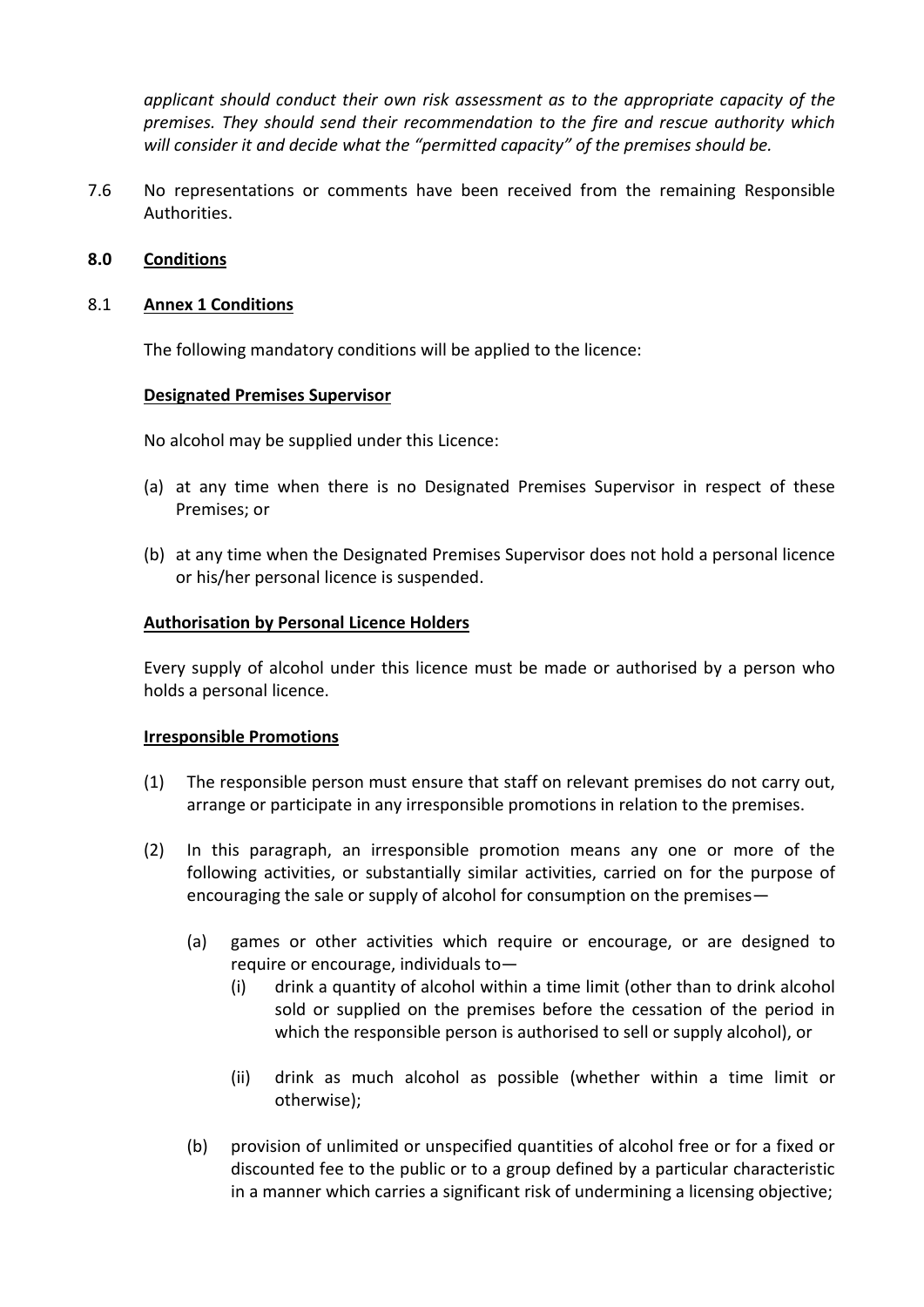*applicant should conduct their own risk assessment as to the appropriate capacity of the premises. They should send their recommendation to the fire and rescue authority which will consider it and decide what the "permitted capacity" of the premises should be.*

7.6 No representations or comments have been received from the remaining Responsible Authorities.

## 8.0 Conditions

### 8.1 Annex 1 Conditions

The following mandatory conditions will be applied to the licence:

**Designated Premises Supervisor**

No alcohol may be supplied under this Licence:

(a) at any time when there is no Designated Premises Supervisor in respect of these Premises; or

(b) at any time when the Designated Premises Supervisor does not hold a personal licence or his/her personal licence is suspended.

**Authorisation by Personal Licence Holders**

Every supply of alcohol under this licence must be made or authorised by a person who holds a personal licence.

**Irresponsible Promotions**

(1) The responsible person must ensure that staff on relevant premises do not carry out, arrange or participate in any irresponsible promotions in relation to the premises.

(2) In this paragraph, an irresponsible promotion means any one or more of the following activities, or substantially similar activities, carried on for the purpose of encouraging the sale or supply of alcohol for consumption on the premises—

   (a) games or other activities which require or encourage, or are designed to require or encourage, individuals to—

      (i) drink a quantity of alcohol within a time limit (other than to drink alcohol sold or supplied on the premises before the cessation of the period in which the responsible person is authorised to sell or supply alcohol), or

      (ii) drink as much alcohol as possible (whether within a time limit or otherwise);

   (b) provision of unlimited or unspecified quantities of alcohol free or for a fixed or discounted fee to the public or to a group defined by a particular characteristic in a manner which carries a significant risk of undermining a licensing objective;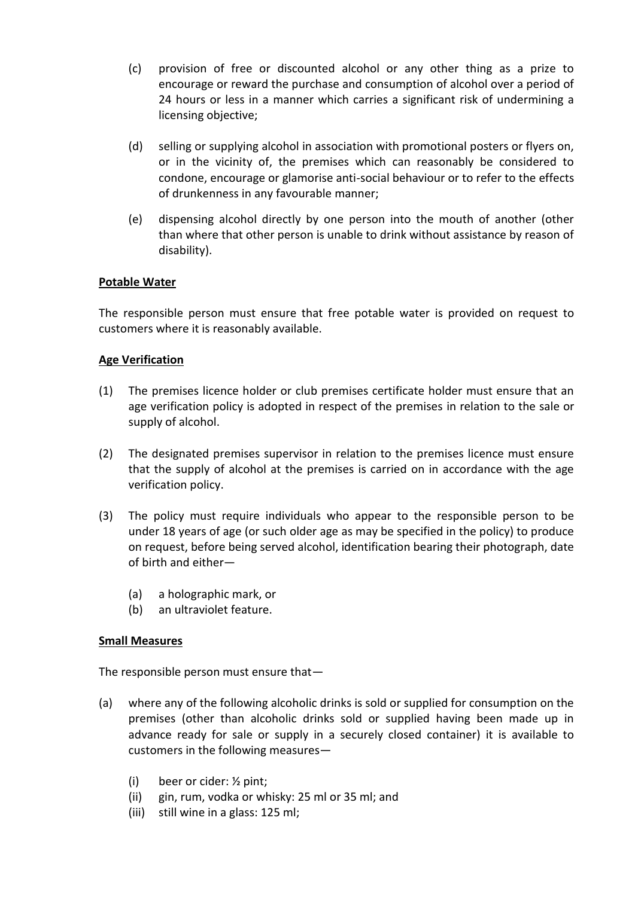(c) provision of free or discounted alcohol or any other thing as a prize to encourage or reward the purchase and consumption of alcohol over a period of 24 hours or less in a manner which carries a significant risk of undermining a licensing objective;

(d) selling or supplying alcohol in association with promotional posters or flyers on, or in the vicinity of, the premises which can reasonably be considered to condone, encourage or glamorise anti-social behaviour or to refer to the effects of drunkenness in any favourable manner;

(e) dispensing alcohol directly by one person into the mouth of another (other than where that other person is unable to drink without assistance by reason of disability).

**Potable Water**

The responsible person must ensure that free potable water is provided on request to customers where it is reasonably available.

**Age Verification**

(1) The premises licence holder or club premises certificate holder must ensure that an age verification policy is adopted in respect of the premises in relation to the sale or supply of alcohol.

(2) The designated premises supervisor in relation to the premises licence must ensure that the supply of alcohol at the premises is carried on in accordance with the age verification policy.

(3) The policy must require individuals who appear to the responsible person to be under 18 years of age (or such older age as may be specified in the policy) to produce on request, before being served alcohol, identification bearing their photograph, date of birth and either—

- (a) a holographic mark, or
- (b) an ultraviolet feature.

**Small Measures**

The responsible person must ensure that—

(a) where any of the following alcoholic drinks is sold or supplied for consumption on the premises (other than alcoholic drinks sold or supplied having been made up in advance ready for sale or supply in a securely closed container) it is available to customers in the following measures—

- (i) beer or cider: ½ pint;
- (ii) gin, rum, vodka or whisky: 25 ml or 35 ml; and
- (iii) still wine in a glass: 125 ml;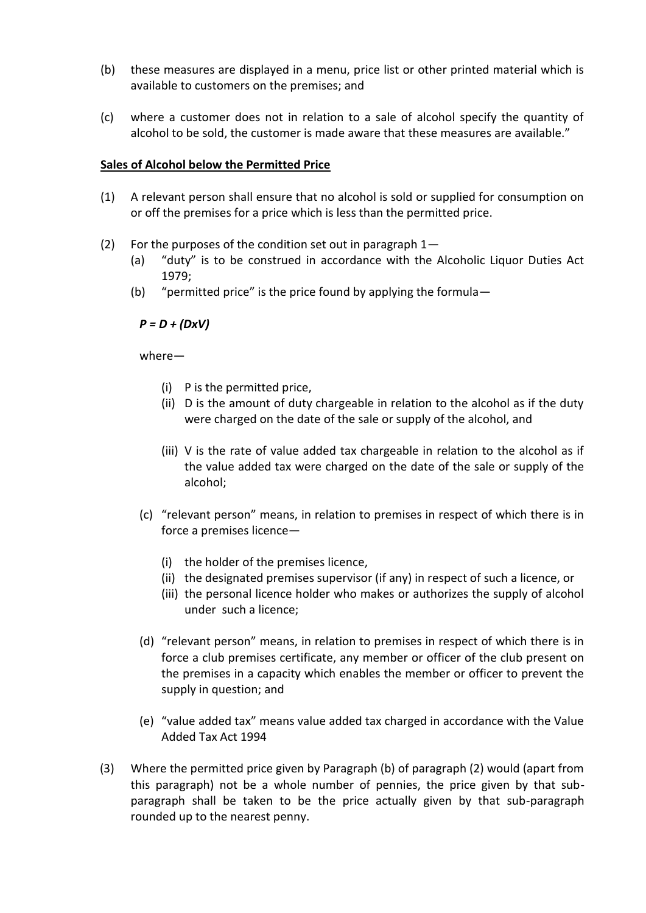(b) these measures are displayed in a menu, price list or other printed material which is available to customers on the premises; and

(c) where a customer does not in relation to a sale of alcohol specify the quantity of alcohol to be sold, the customer is made aware that these measures are available."

**Sales of Alcohol below the Permitted Price**

(1) A relevant person shall ensure that no alcohol is sold or supplied for consumption on or off the premises for a price which is less than the permitted price.

(2) For the purposes of the condition set out in paragraph 1—
   (a) "duty" is to be construed in accordance with the Alcoholic Liquor Duties Act 1979;
   (b) "permitted price" is the price found by applying the formula—

   $$P = D + (DxV)$$

   where—

   (i) P is the permitted price,
   (ii) D is the amount of duty chargeable in relation to the alcohol as if the duty were charged on the date of the sale or supply of the alcohol, and
   (iii) V is the rate of value added tax chargeable in relation to the alcohol as if the value added tax were charged on the date of the sale or supply of the alcohol;

   (c) "relevant person" means, in relation to premises in respect of which there is in force a premises licence—

   (i) the holder of the premises licence,
   (ii) the designated premises supervisor (if any) in respect of such a licence, or
   (iii) the personal licence holder who makes or authorizes the supply of alcohol under such a licence;

   (d) "relevant person" means, in relation to premises in respect of which there is in force a club premises certificate, any member or officer of the club present on the premises in a capacity which enables the member or officer to prevent the supply in question; and

   (e) "value added tax" means value added tax charged in accordance with the Value Added Tax Act 1994

(3) Where the permitted price given by Paragraph (b) of paragraph (2) would (apart from this paragraph) not be a whole number of pennies, the price given by that sub-paragraph shall be taken to be the price actually given by that sub-paragraph rounded up to the nearest penny.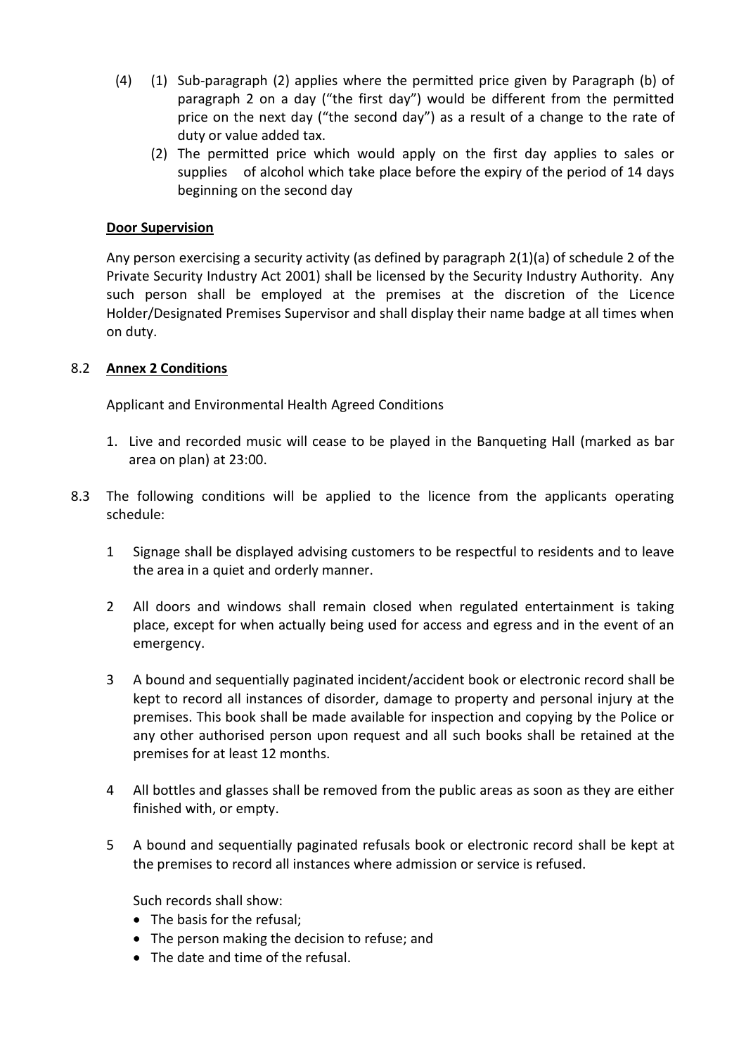(4) (1) Sub-paragraph (2) applies where the permitted price given by Paragraph (b) of paragraph 2 on a day ("the first day") would be different from the permitted price on the next day ("the second day") as a result of a change to the rate of duty or value added tax.

(2) The permitted price which would apply on the first day applies to sales or supplies of alcohol which take place before the expiry of the period of 14 days beginning on the second day

**Door Supervision**

Any person exercising a security activity (as defined by paragraph 2(1)(a) of schedule 2 of the Private Security Industry Act 2001) shall be licensed by the Security Industry Authority. Any such person shall be employed at the premises at the discretion of the Licence Holder/Designated Premises Supervisor and shall display their name badge at all times when on duty.

8.2 **Annex 2 Conditions**

Applicant and Environmental Health Agreed Conditions

1. Live and recorded music will cease to be played in the Banqueting Hall (marked as bar area on plan) at 23:00.

8.3 The following conditions will be applied to the licence from the applicants operating schedule:

1 Signage shall be displayed advising customers to be respectful to residents and to leave the area in a quiet and orderly manner.

2 All doors and windows shall remain closed when regulated entertainment is taking place, except for when actually being used for access and egress and in the event of an emergency.

3 A bound and sequentially paginated incident/accident book or electronic record shall be kept to record all instances of disorder, damage to property and personal injury at the premises. This book shall be made available for inspection and copying by the Police or any other authorised person upon request and all such books shall be retained at the premises for at least 12 months.

4 All bottles and glasses shall be removed from the public areas as soon as they are either finished with, or empty.

5 A bound and sequentially paginated refusals book or electronic record shall be kept at the premises to record all instances where admission or service is refused.

Such records shall show:

- The basis for the refusal;
- The person making the decision to refuse; and
- The date and time of the refusal.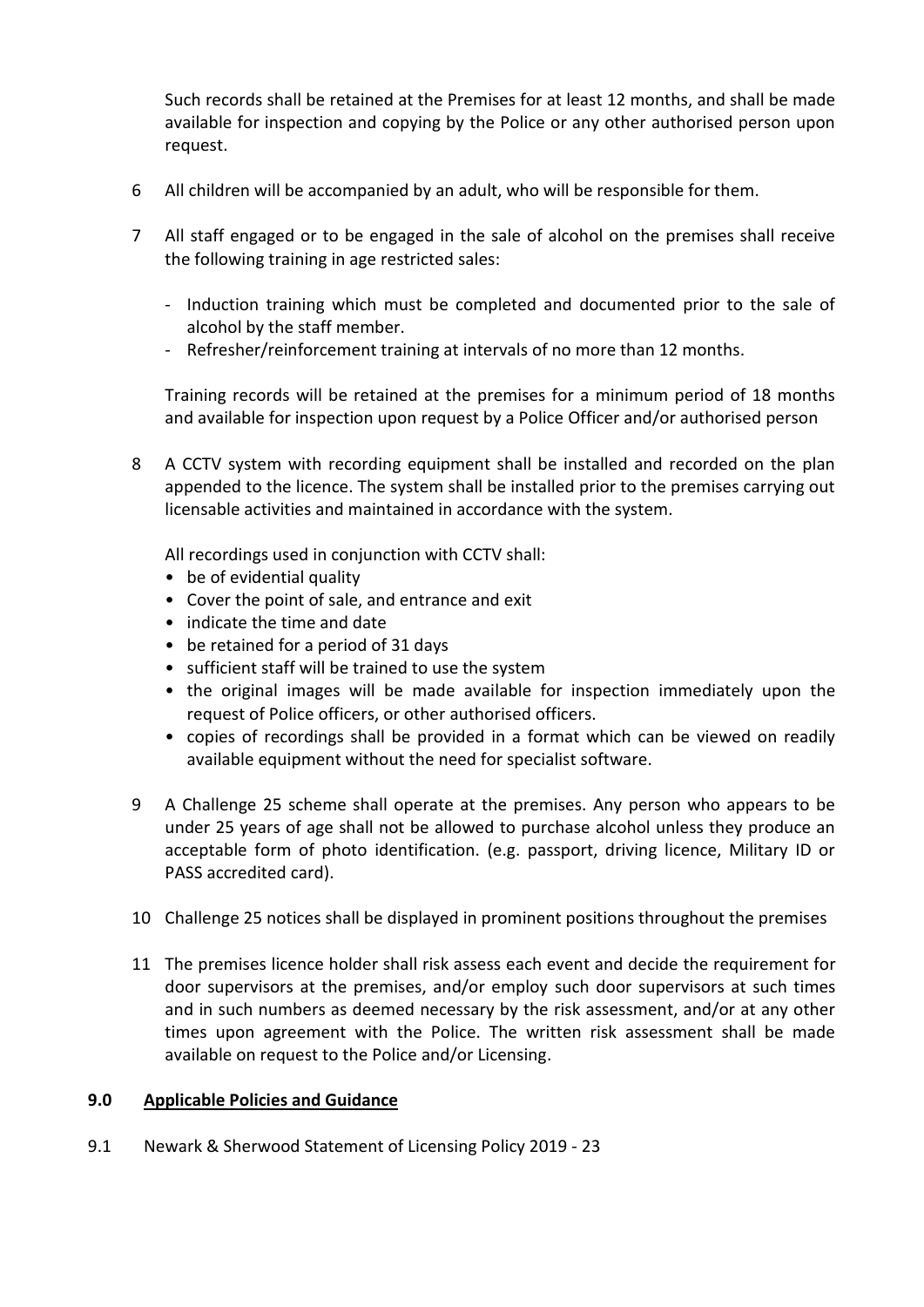Such records shall be retained at the Premises for at least 12 months, and shall be made available for inspection and copying by the Police or any other authorised person upon request.

6 All children will be accompanied by an adult, who will be responsible for them.

7 All staff engaged or to be engaged in the sale of alcohol on the premises shall receive the following training in age restricted sales:

   - Induction training which must be completed and documented prior to the sale of alcohol by the staff member.
   - Refresher/reinforcement training at intervals of no more than 12 months.

   Training records will be retained at the premises for a minimum period of 18 months and available for inspection upon request by a Police Officer and/or authorised person

8 A CCTV system with recording equipment shall be installed and recorded on the plan appended to the licence. The system shall be installed prior to the premises carrying out licensable activities and maintained in accordance with the system.

   All recordings used in conjunction with CCTV shall:

   - be of evidential quality
   - Cover the point of sale, and entrance and exit
   - indicate the time and date
   - be retained for a period of 31 days
   - sufficient staff will be trained to use the system
   - the original images will be made available for inspection immediately upon the request of Police officers, or other authorised officers.
   - copies of recordings shall be provided in a format which can be viewed on readily available equipment without the need for specialist software.

9 A Challenge 25 scheme shall operate at the premises. Any person who appears to be under 25 years of age shall not be allowed to purchase alcohol unless they produce an acceptable form of photo identification. (e.g. passport, driving licence, Military ID or PASS accredited card).

10 Challenge 25 notices shall be displayed in prominent positions throughout the premises

11 The premises licence holder shall risk assess each event and decide the requirement for door supervisors at the premises, and/or employ such door supervisors at such times and in such numbers as deemed necessary by the risk assessment, and/or at any other times upon agreement with the Police. The written risk assessment shall be made available on request to the Police and/or Licensing.

## 9.0 Applicable Policies and Guidance

9.1 Newark & Sherwood Statement of Licensing Policy 2019 - 23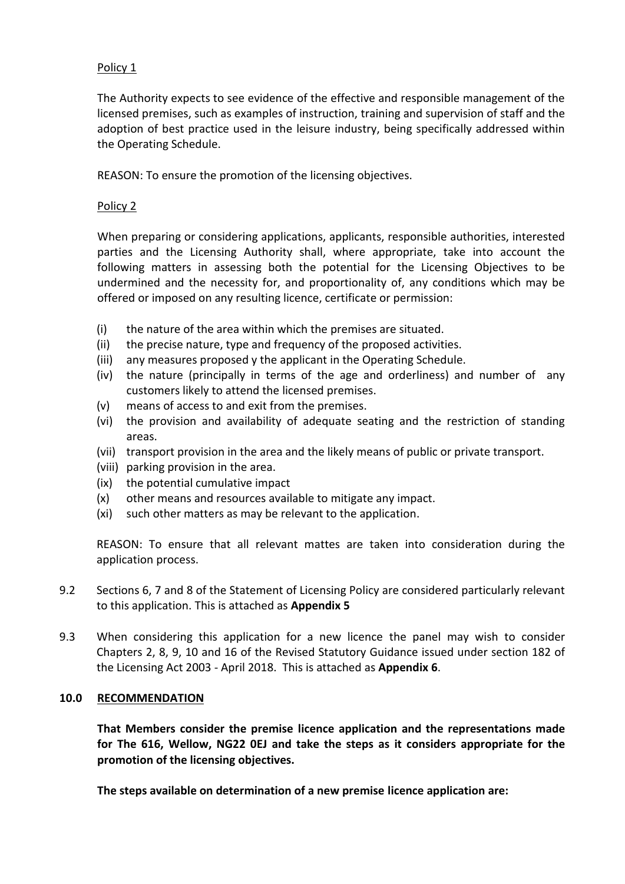Policy 1

The Authority expects to see evidence of the effective and responsible management of the licensed premises, such as examples of instruction, training and supervision of staff and the adoption of best practice used in the leisure industry, being specifically addressed within the Operating Schedule.

REASON: To ensure the promotion of the licensing objectives.

Policy 2

When preparing or considering applications, applicants, responsible authorities, interested parties and the Licensing Authority shall, where appropriate, take into account the following matters in assessing both the potential for the Licensing Objectives to be undermined and the necessity for, and proportionality of, any conditions which may be offered or imposed on any resulting licence, certificate or permission:

- (i) the nature of the area within which the premises are situated.
- (ii) the precise nature, type and frequency of the proposed activities.
- (iii) any measures proposed y the applicant in the Operating Schedule.
- (iv) the nature (principally in terms of the age and orderliness) and number of any customers likely to attend the licensed premises.
- (v) means of access to and exit from the premises.
- (vi) the provision and availability of adequate seating and the restriction of standing areas.
- (vii) transport provision in the area and the likely means of public or private transport.
- (viii) parking provision in the area.
- (ix) the potential cumulative impact
- (x) other means and resources available to mitigate any impact.
- (xi) such other matters as may be relevant to the application.

REASON: To ensure that all relevant mattes are taken into consideration during the application process.

9.2 Sections 6, 7 and 8 of the Statement of Licensing Policy are considered particularly relevant to this application. This is attached as **Appendix 5**

9.3 When considering this application for a new licence the panel may wish to consider Chapters 2, 8, 9, 10 and 16 of the Revised Statutory Guidance issued under section 182 of the Licensing Act 2003 - April 2018. This is attached as **Appendix 6**.

## 10.0 RECOMMENDATION

**That Members consider the premise licence application and the representations made for The 616, Wellow, NG22 0EJ and take the steps as it considers appropriate for the promotion of the licensing objectives.**

**The steps available on determination of a new premise licence application are:**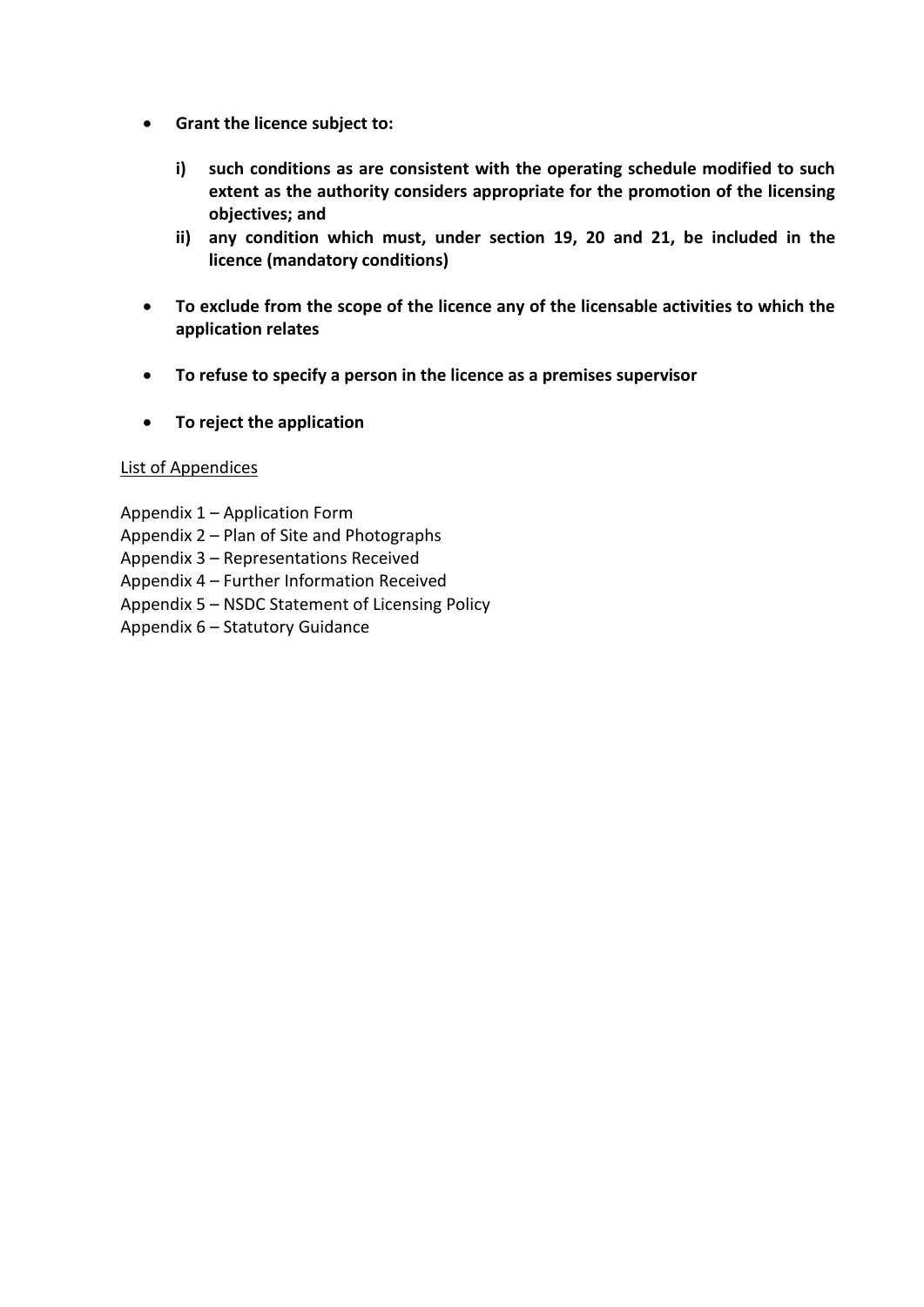- **Grant the licence subject to:**

  **i) such conditions as are consistent with the operating schedule modified to such extent as the authority considers appropriate for the promotion of the licensing objectives; and**

  **ii) any condition which must, under section 19, 20 and 21, be included in the licence (mandatory conditions)**

- **To exclude from the scope of the licence any of the licensable activities to which the application relates**

- **To refuse to specify a person in the licence as a premises supervisor**

- **To reject the application**

<u>List of Appendices</u>

Appendix 1 – Application Form
Appendix 2 – Plan of Site and Photographs
Appendix 3 – Representations Received
Appendix 4 – Further Information Received
Appendix 5 – NSDC Statement of Licensing Policy
Appendix 6 – Statutory Guidance